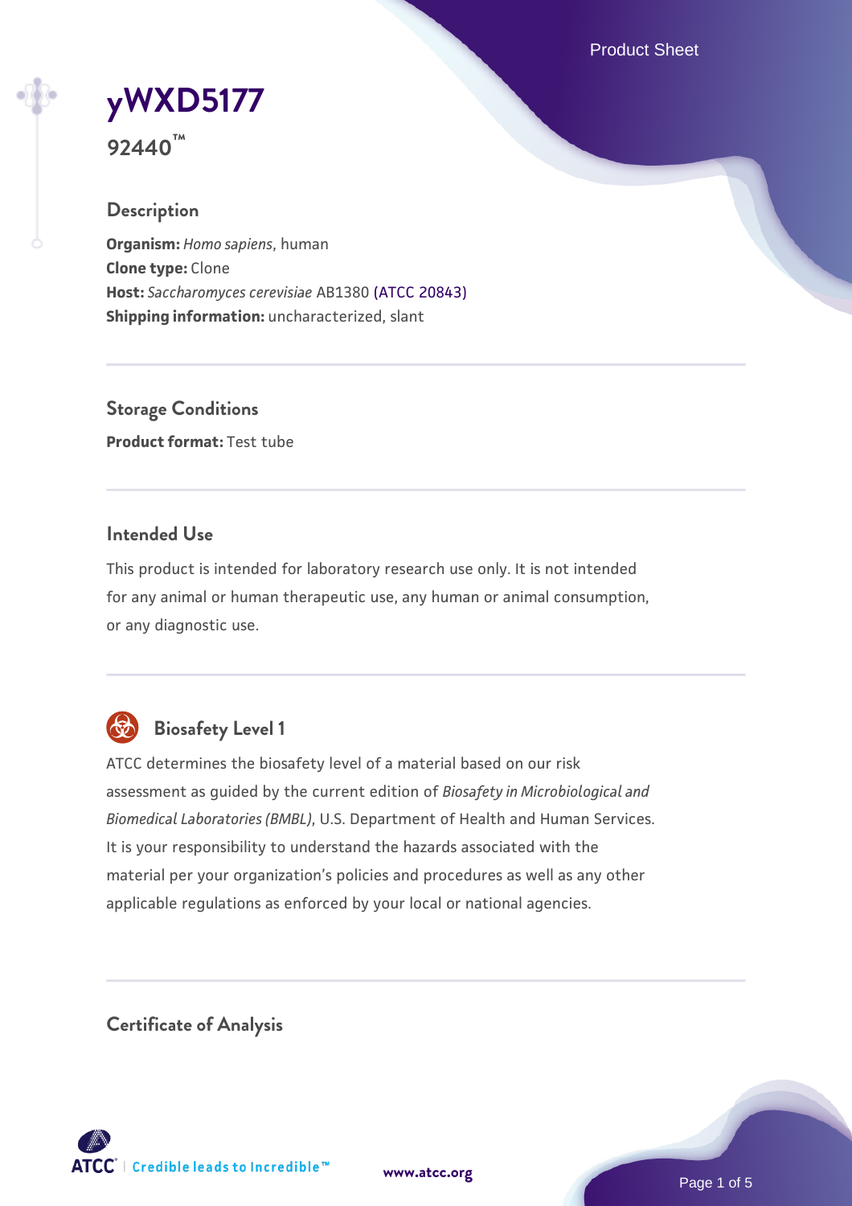# yWXD5177

**92440™**

## Description

**Organism:** *Homo sapiens*, human
**Clone type:** Clone
**Host:** *Saccharomyces cerevisiae* AB1380 (ATCC 20843)
**Shipping information:** uncharacterized, slant

## Storage Conditions

**Product format:** Test tube

## Intended Use

This product is intended for laboratory research use only. It is not intended for any animal or human therapeutic use, any human or animal consumption, or any diagnostic use.

## Biosafety Level 1

ATCC determines the biosafety level of a material based on our risk assessment as guided by the current edition of *Biosafety in Microbiological and Biomedical Laboratories (BMBL)*, U.S. Department of Health and Human Services. It is your responsibility to understand the hazards associated with the material per your organization's policies and procedures as well as any other applicable regulations as enforced by your local or national agencies.

## Certificate of Analysis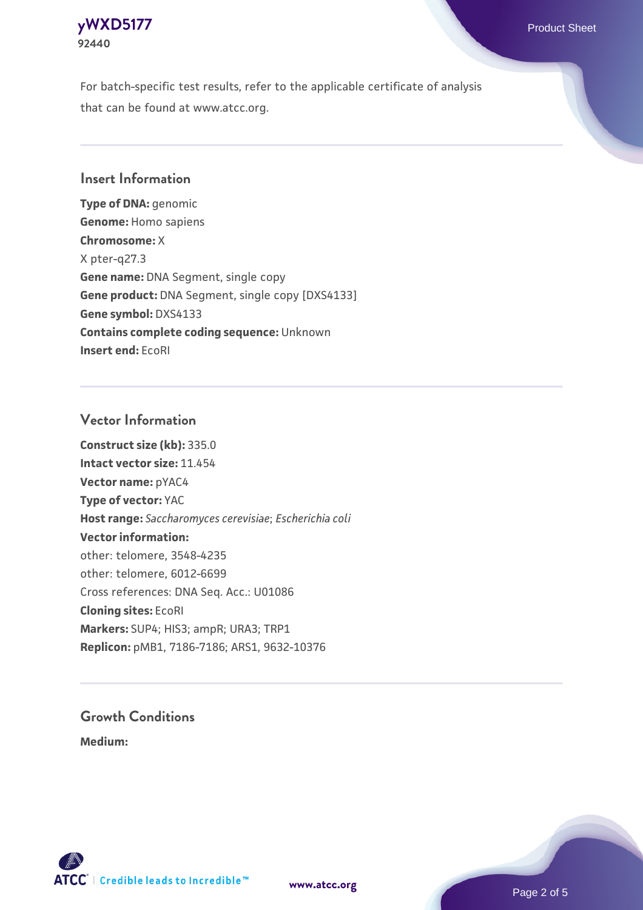For batch-specific test results, refer to the applicable certificate of analysis that can be found at www.atcc.org.

## Insert Information

**Type of DNA:** genomic
**Genome:** Homo sapiens
**Chromosome:** X
X pter-q27.3
**Gene name:** DNA Segment, single copy
**Gene product:** DNA Segment, single copy [DXS4133]
**Gene symbol:** DXS4133
**Contains complete coding sequence:** Unknown
**Insert end:** EcoRI

## Vector Information

**Construct size (kb):** 335.0
**Intact vector size:** 11.454
**Vector name:** pYAC4
**Type of vector:** YAC
**Host range:** *Saccharomyces cerevisiae*; *Escherichia coli*
**Vector information:**
other: telomere, 3548-4235
other: telomere, 6012-6699
Cross references: DNA Seq. Acc.: U01086
**Cloning sites:** EcoRI
**Markers:** SUP4; HIS3; ampR; URA3; TRP1
**Replicon:** pMB1, 7186-7186; ARS1, 9632-10376

## Growth Conditions

**Medium:**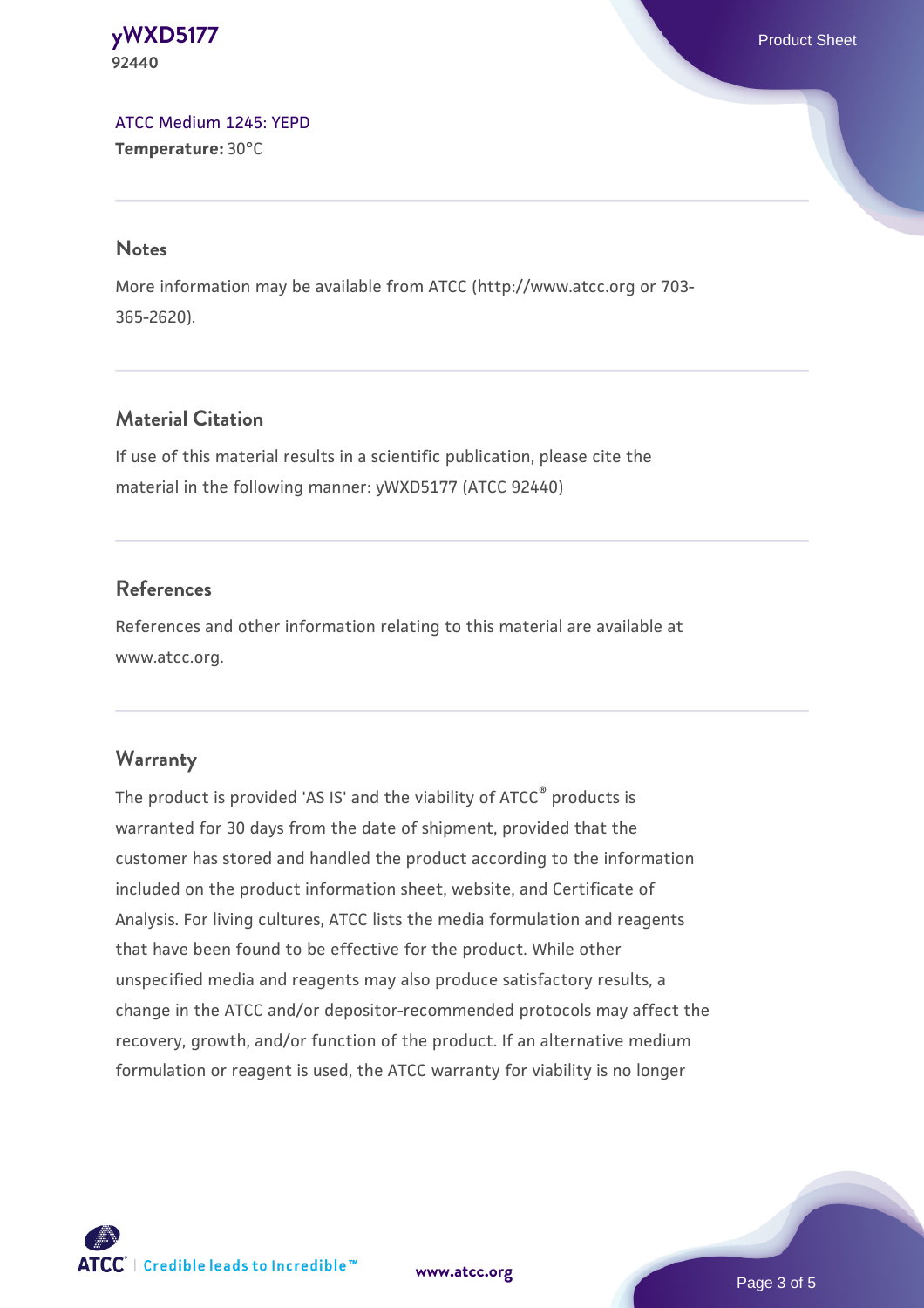ATCC Medium 1245: YEPD
**Temperature:** 30°C

## Notes

More information may be available from ATCC (http://www.atcc.org or 703-365-2620).

## Material Citation

If use of this material results in a scientific publication, please cite the material in the following manner: yWXD5177 (ATCC 92440)

## References

References and other information relating to this material are available at www.atcc.org.

## Warranty

The product is provided 'AS IS' and the viability of ATCC® products is warranted for 30 days from the date of shipment, provided that the customer has stored and handled the product according to the information included on the product information sheet, website, and Certificate of Analysis. For living cultures, ATCC lists the media formulation and reagents that have been found to be effective for the product. While other unspecified media and reagents may also produce satisfactory results, a change in the ATCC and/or depositor-recommended protocols may affect the recovery, growth, and/or function of the product. If an alternative medium formulation or reagent is used, the ATCC warranty for viability is no longer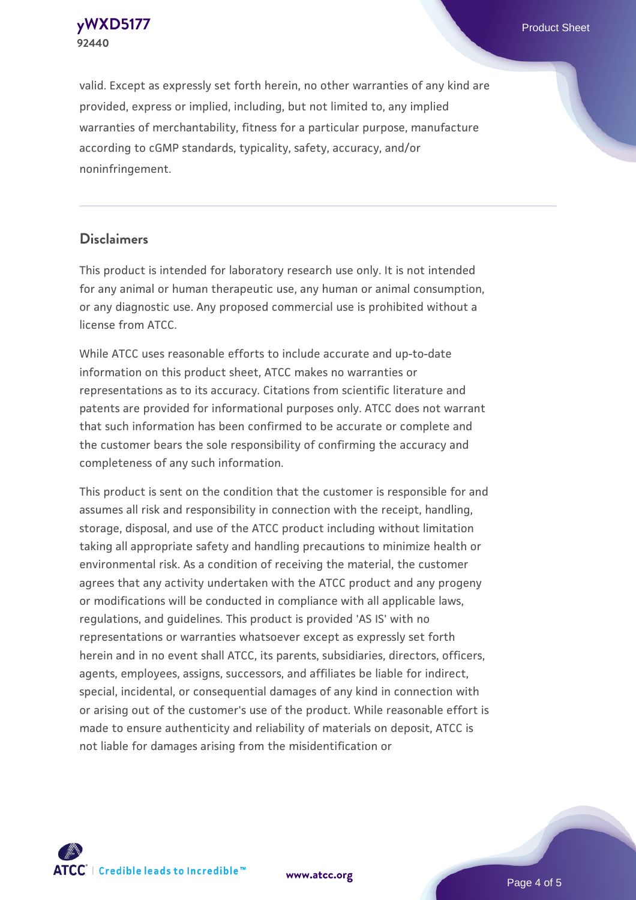valid. Except as expressly set forth herein, no other warranties of any kind are provided, express or implied, including, but not limited to, any implied warranties of merchantability, fitness for a particular purpose, manufacture according to cGMP standards, typicality, safety, accuracy, and/or noninfringement.

## Disclaimers

This product is intended for laboratory research use only. It is not intended for any animal or human therapeutic use, any human or animal consumption, or any diagnostic use. Any proposed commercial use is prohibited without a license from ATCC.

While ATCC uses reasonable efforts to include accurate and up-to-date information on this product sheet, ATCC makes no warranties or representations as to its accuracy. Citations from scientific literature and patents are provided for informational purposes only. ATCC does not warrant that such information has been confirmed to be accurate or complete and the customer bears the sole responsibility of confirming the accuracy and completeness of any such information.

This product is sent on the condition that the customer is responsible for and assumes all risk and responsibility in connection with the receipt, handling, storage, disposal, and use of the ATCC product including without limitation taking all appropriate safety and handling precautions to minimize health or environmental risk. As a condition of receiving the material, the customer agrees that any activity undertaken with the ATCC product and any progeny or modifications will be conducted in compliance with all applicable laws, regulations, and guidelines. This product is provided 'AS IS' with no representations or warranties whatsoever except as expressly set forth herein and in no event shall ATCC, its parents, subsidiaries, directors, officers, agents, employees, assigns, successors, and affiliates be liable for indirect, special, incidental, or consequential damages of any kind in connection with or arising out of the customer's use of the product. While reasonable effort is made to ensure authenticity and reliability of materials on deposit, ATCC is not liable for damages arising from the misidentification or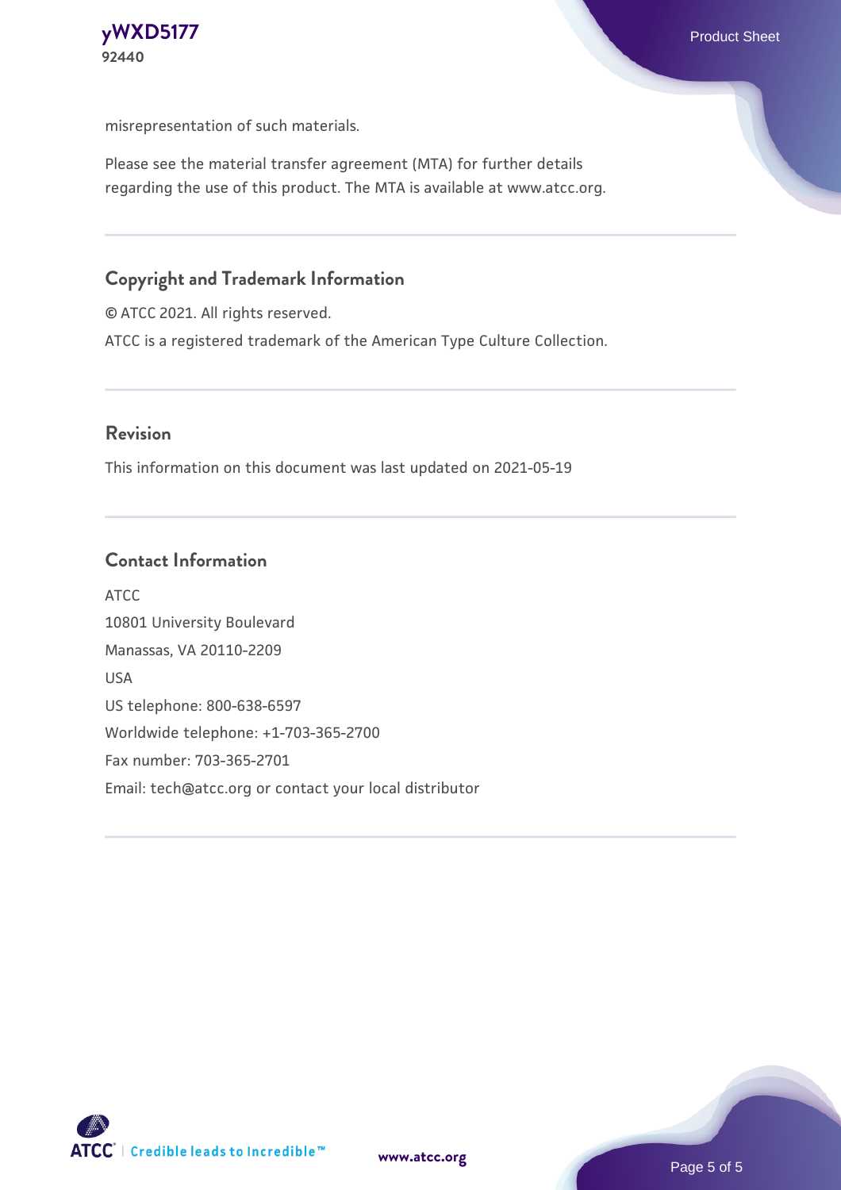misrepresentation of such materials.

Please see the material transfer agreement (MTA) for further details regarding the use of this product. The MTA is available at www.atcc.org.

## Copyright and Trademark Information

© ATCC 2021. All rights reserved.

ATCC is a registered trademark of the American Type Culture Collection.

## Revision

This information on this document was last updated on 2021-05-19

## Contact Information

ATCC
10801 University Boulevard
Manassas, VA 20110-2209
USA
US telephone: 800-638-6597
Worldwide telephone: +1-703-365-2700
Fax number: 703-365-2701
Email: tech@atcc.org or contact your local distributor